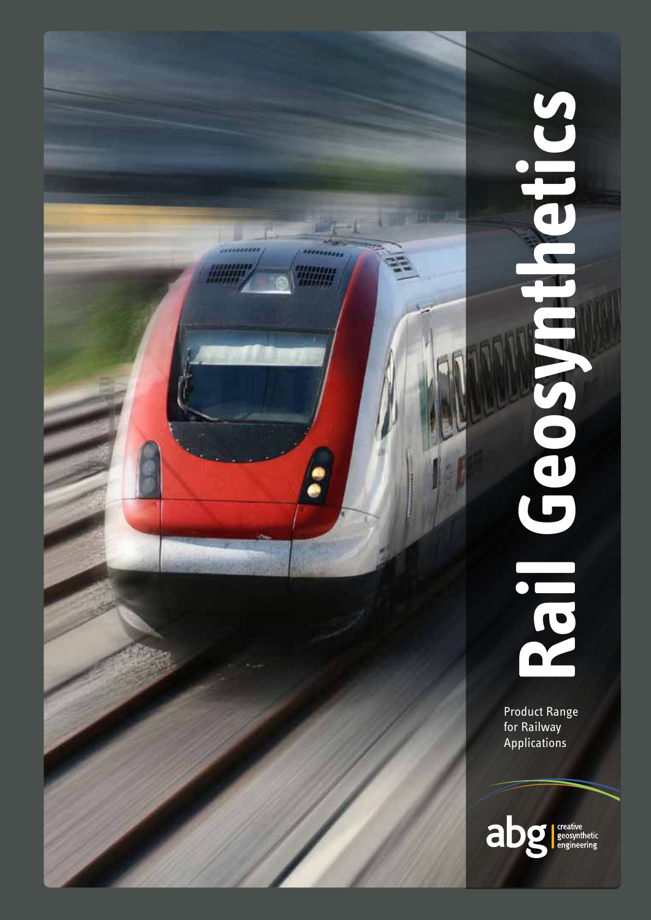# Rail Geosynthetics

Product Range for Railway Applications

abg creative geosynthetic engineering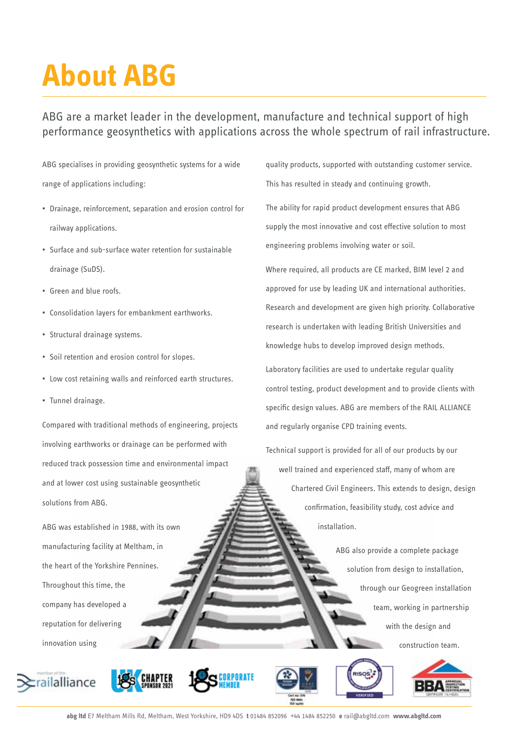# About ABG

ABG are a market leader in the development, manufacture and technical support of high performance geosynthetics with applications across the whole spectrum of rail infrastructure.

ABG specialises in providing geosynthetic systems for a wide range of applications including:

- Drainage, reinforcement, separation and erosion control for railway applications.
- Surface and sub-surface water retention for sustainable drainage (SuDS).
- Green and blue roofs.
- Consolidation layers for embankment earthworks.
- Structural drainage systems.
- Soil retention and erosion control for slopes.
- Low cost retaining walls and reinforced earth structures.
- Tunnel drainage.

Compared with traditional methods of engineering, projects involving earthworks or drainage can be performed with reduced track possession time and environmental impact and at lower cost using sustainable geosynthetic solutions from ABG.

ABG was established in 1988, with its own manufacturing facility at Meltham, in the heart of the Yorkshire Pennines. Throughout this time, the company has developed a reputation for delivering innovation using quality products, supported with outstanding customer service. This has resulted in steady and continuing growth.

The ability for rapid product development ensures that ABG supply the most innovative and cost effective solution to most engineering problems involving water or soil.

Where required, all products are CE marked, BIM level 2 and approved for use by leading UK and international authorities. Research and development are given high priority. Collaborative research is undertaken with leading British Universities and knowledge hubs to develop improved design methods.

Laboratory facilities are used to undertake regular quality control testing, product development and to provide clients with specific design values. ABG are members of the RAIL ALLIANCE and regularly organise CPD training events.

Technical support is provided for all of our products by our well trained and experienced staff, many of whom are Chartered Civil Engineers. This extends to design, design confirmation, feasibility study, cost advice and installation.

ABG also provide a complete package solution from design to installation, through our Geogreen installation team, working in partnership with the design and construction team.

**abg ltd** E7 Meltham Mills Rd, Meltham, West Yorkshire, HD9 4DS **t** 01484 852096 +44 1484 852250 **e** rail@abgltd.com **www.abgltd.com**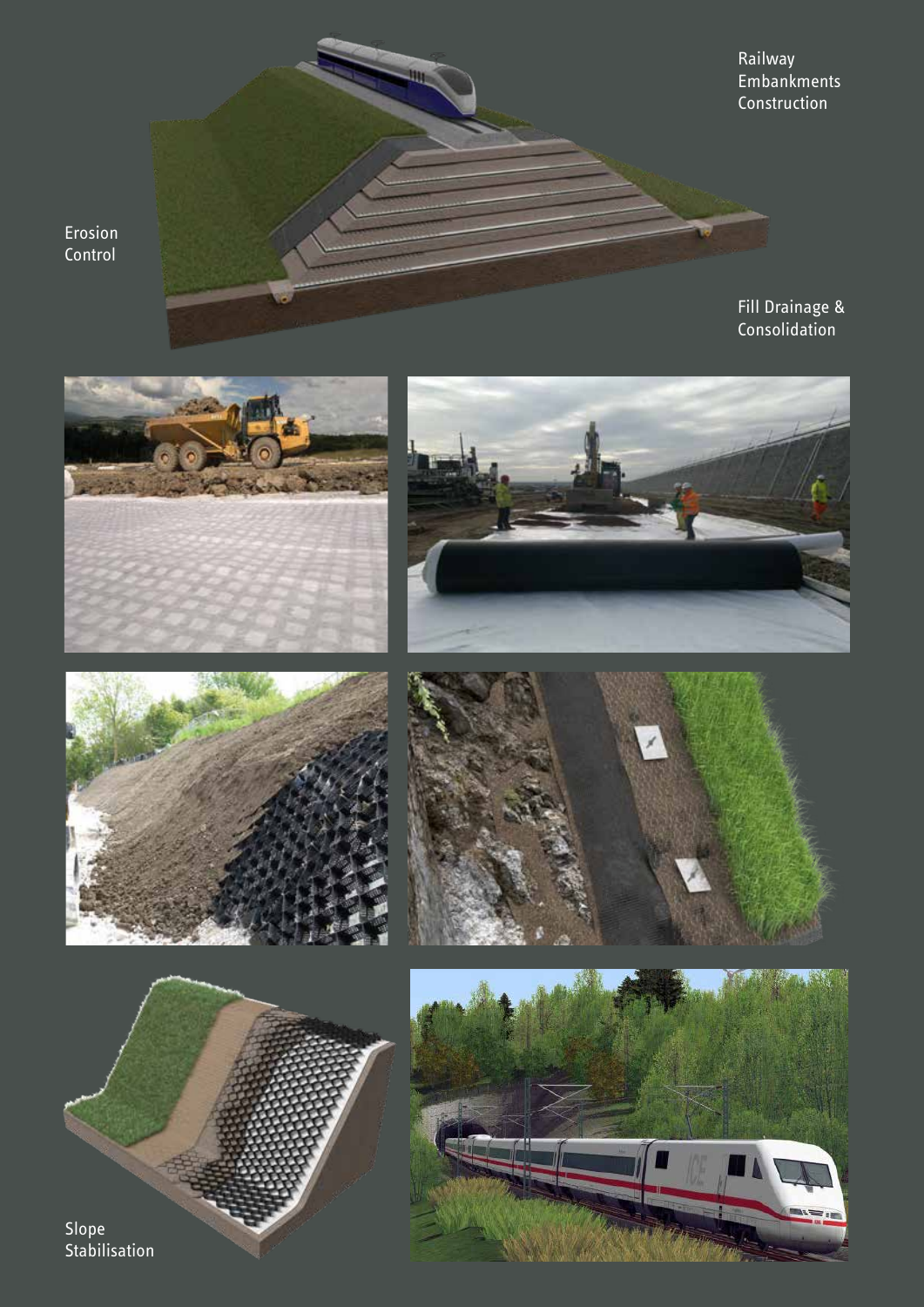Railway Embankments Construction

Erosion Control

Fill Drainage & Consolidation

Slope Stabilisation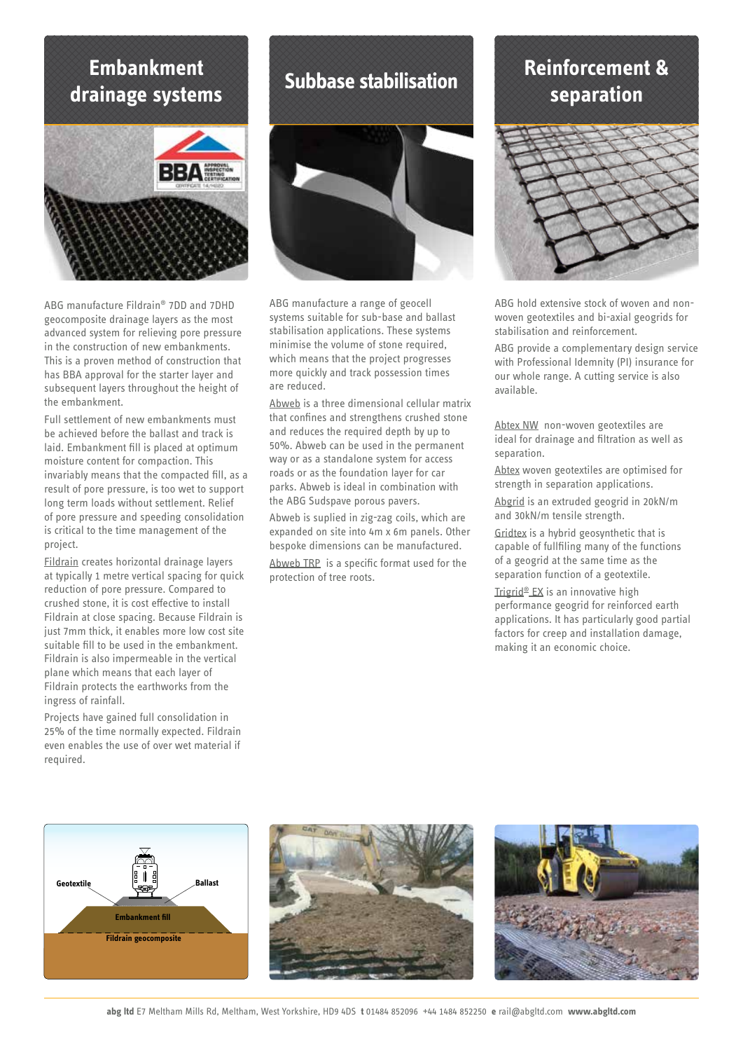## Embankment drainage systems

ABG manufacture Fildrain® 7DD and 7DHD geocomposite drainage layers as the most advanced system for relieving pore pressure in the construction of new embankments. This is a proven method of construction that has BBA approval for the starter layer and subsequent layers throughout the height of the embankment.

Full settlement of new embankments must be achieved before the ballast and track is laid. Embankment fill is placed at optimum moisture content for compaction. This invariably means that the compacted fill, as a result of pore pressure, is too wet to support long term loads without settlement. Relief of pore pressure and speeding consolidation is critical to the time management of the project.

Fildrain creates horizontal drainage layers at typically 1 metre vertical spacing for quick reduction of pore pressure. Compared to crushed stone, it is cost effective to install Fildrain at close spacing. Because Fildrain is just 7mm thick, it enables more low cost site suitable fill to be used in the embankment. Fildrain is also impermeable in the vertical plane which means that each layer of Fildrain protects the earthworks from the ingress of rainfall.

Projects have gained full consolidation in 25% of the time normally expected. Fildrain even enables the use of over wet material if required.

## Subbase stabilisation

ABG manufacture a range of geocell systems suitable for sub-base and ballast stabilisation applications. These systems minimise the volume of stone required, which means that the project progresses more quickly and track possession times are reduced.

Abweb is a three dimensional cellular matrix that confines and strengthens crushed stone and reduces the required depth by up to 50%. Abweb can be used in the permanent way or as a standalone system for access roads or as the foundation layer for car parks. Abweb is ideal in combination with the ABG Sudspave porous pavers.

Abweb is suplied in zig-zag coils, which are expanded on site into 4m x 6m panels. Other bespoke dimensions can be manufactured.

Abweb TRP is a specific format used for the protection of tree roots.

## Reinforcement & separation

ABG hold extensive stock of woven and non-woven geotextiles and bi-axial geogrids for stabilisation and reinforcement.

ABG provide a complementary design service with Professional Idemnity (PI) insurance for our whole range. A cutting service is also available.

Abtex NW non-woven geotextiles are ideal for drainage and filtration as well as separation.

Abtex woven geotextiles are optimised for strength in separation applications.

Abgrid is an extruded geogrid in 20kN/m and 30kN/m tensile strength.

Gridtex is a hybrid geosynthetic that is capable of fullfiling many of the functions of a geogrid at the same time as the separation function of a geotextile.

Trigrid® EX is an innovative high performance geogrid for reinforced earth applications. It has particularly good partial factors for creep and installation damage, making it an economic choice.

Geotextile | Ballast | Embankment fill | Fildrain geocomposite

**abg ltd** E7 Meltham Mills Rd, Meltham, West Yorkshire, HD9 4DS **t** 01484 852096 +44 1484 852250 **e** rail@abgltd.com **www.abgltd.com**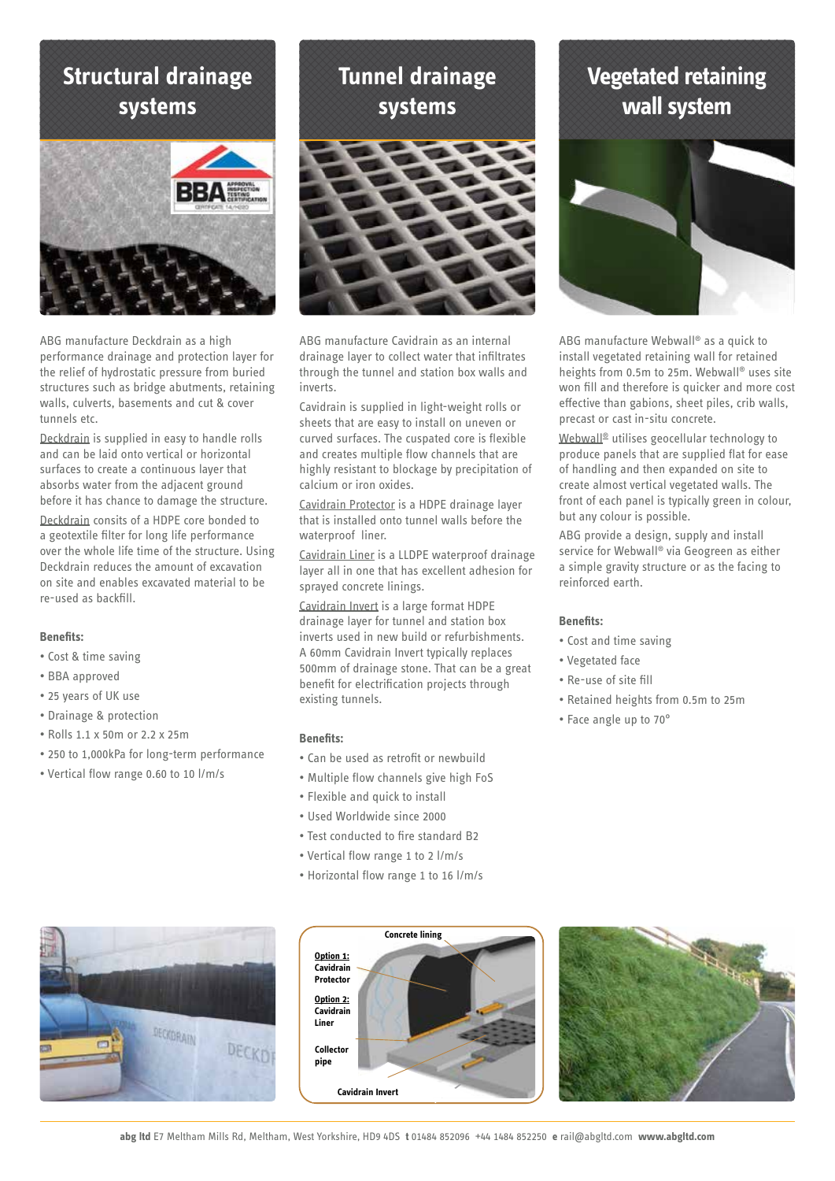## Structural drainage systems

ABG manufacture Deckdrain as a high performance drainage and protection layer for the relief of hydrostatic pressure from buried structures such as bridge abutments, retaining walls, culverts, basements and cut & cover tunnels etc.

Deckdrain is supplied in easy to handle rolls and can be laid onto vertical or horizontal surfaces to create a continuous layer that absorbs water from the adjacent ground before it has chance to damage the structure.

Deckdrain consists of a HDPE core bonded to a geotextile filter for long life performance over the whole life time of the structure. Using Deckdrain reduces the amount of excavation on site and enables excavated material to be re-used as backfill.

**Benefits:**

- Cost & time saving
- BBA approved
- 25 years of UK use
- Drainage & protection
- Rolls 1.1 x 50m or 2.2 x 25m
- 250 to 1,000kPa for long-term performance
- Vertical flow range 0.60 to 10 l/m/s

## Tunnel drainage systems

ABG manufacture Cavidrain as an internal drainage layer to collect water that infiltrates through the tunnel and station box walls and inverts.

Cavidrain is supplied in light-weight rolls or sheets that are easy to install on uneven or curved surfaces. The cuspated core is flexible and creates multiple flow channels that are highly resistant to blockage by precipitation of calcium or iron oxides.

Cavidrain Protector is a HDPE drainage layer that is installed onto tunnel walls before the waterproof liner.

Cavidrain Liner is a LLDPE waterproof drainage layer all in one that has excellent adhesion for sprayed concrete linings.

Cavidrain Invert is a large format HDPE drainage layer for tunnel and station box inverts used in new build or refurbishments. A 60mm Cavidrain Invert typically replaces 500mm of drainage stone. That can be a great benefit for electrification projects through existing tunnels.

**Benefits:**

- Can be used as retrofit or newbuild
- Multiple flow channels give high FoS
- Flexible and quick to install
- Used Worldwide since 2000
- Test conducted to fire standard B2
- Vertical flow range 1 to 2 l/m/s
- Horizontal flow range 1 to 16 l/m/s

Concrete lining
Option 1: Cavidrain Protector
Option 2: Cavidrain Liner
Collector pipe
Cavidrain Invert

## Vegetated retaining wall system

ABG manufacture Webwall® as a quick to install vegetated retaining wall for retained heights from 0.5m to 25m. Webwall® uses site won fill and therefore is quicker and more cost effective than gabions, sheet piles, crib walls, precast or cast in-situ concrete.

Webwall® utilises geocellular technology to produce panels that are supplied flat for ease of handling and then expanded on site to create almost vertical vegetated walls. The front of each panel is typically green in colour, but any colour is possible.

ABG provide a design, supply and install service for Webwall® via Geogreen as either a simple gravity structure or as the facing to reinforced earth.

**Benefits:**

- Cost and time saving
- Vegetated face
- Re-use of site fill
- Retained heights from 0.5m to 25m
- Face angle up to 70°

**abg ltd** E7 Meltham Mills Rd, Meltham, West Yorkshire, HD9 4DS **t** 01484 852096 +44 1484 852250 **e** rail@abgltd.com **www.abgltd.com**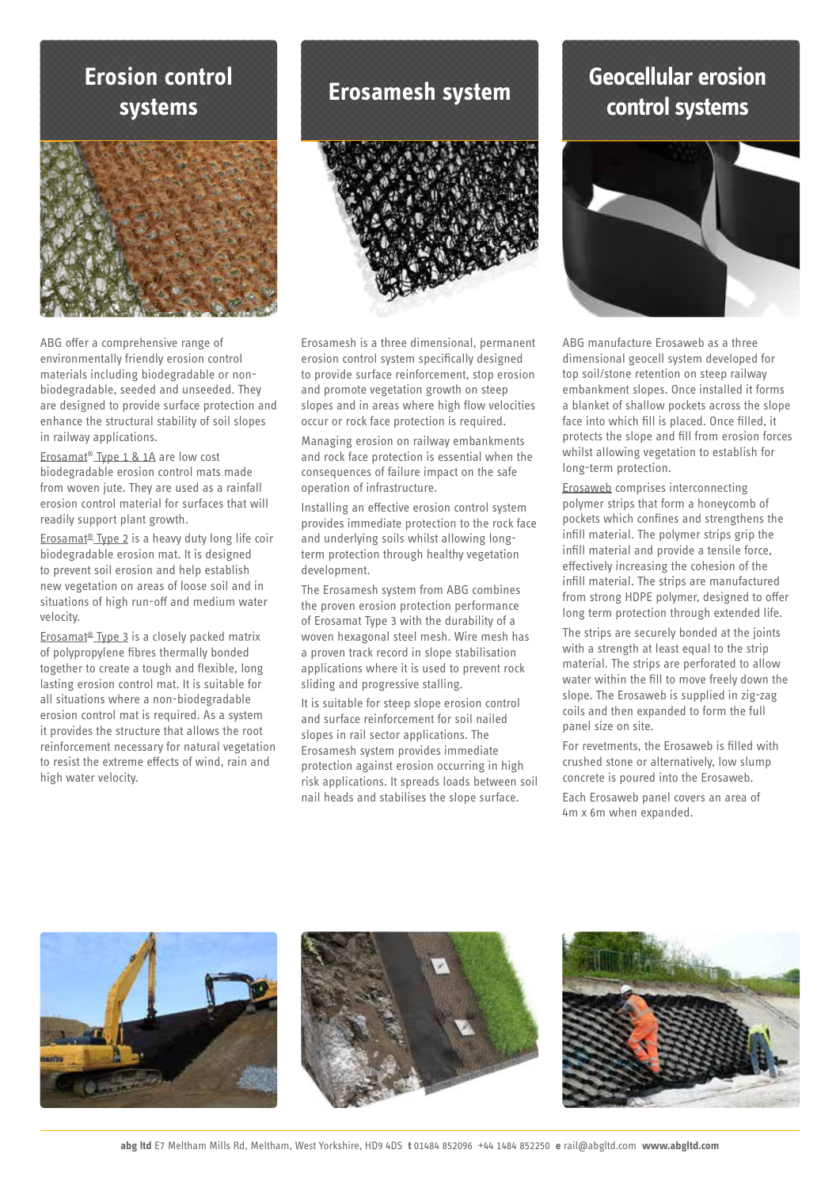## Erosion control systems

ABG offer a comprehensive range of environmentally friendly erosion control materials including biodegradable or non-biodegradable, seeded and unseeded. They are designed to provide surface protection and enhance the structural stability of soil slopes in railway applications.

Erosamat® Type 1 & 1A are low cost biodegradable erosion control mats made from woven jute. They are used as a rainfall erosion control material for surfaces that will readily support plant growth.

Erosamat® Type 2 is a heavy duty long life coir biodegradable erosion mat. It is designed to prevent soil erosion and help establish new vegetation on areas of loose soil and in situations of high run-off and medium water velocity.

Erosamat® Type 3 is a closely packed matrix of polypropylene fibres thermally bonded together to create a tough and flexible, long lasting erosion control mat. It is suitable for all situations where a non-biodegradable erosion control mat is required. As a system it provides the structure that allows the root reinforcement necessary for natural vegetation to resist the extreme effects of wind, rain and high water velocity.

## Erosamesh system

Erosamesh is a three dimensional, permanent erosion control system specifically designed to provide surface reinforcement, stop erosion and promote vegetation growth on steep slopes and in areas where high flow velocities occur or rock face protection is required.

Managing erosion on railway embankments and rock face protection is essential when the consequences of failure impact on the safe operation of infrastructure.

Installing an effective erosion control system provides immediate protection to the rock face and underlying soils whilst allowing long-term protection through healthy vegetation development.

The Erosamesh system from ABG combines the proven erosion protection performance of Erosamat Type 3 with the durability of a woven hexagonal steel mesh. Wire mesh has a proven track record in slope stabilisation applications where it is used to prevent rock sliding and progressive stalling.

It is suitable for steep slope erosion control and surface reinforcement for soil nailed slopes in rail sector applications. The Erosamesh system provides immediate protection against erosion occurring in high risk applications. It spreads loads between soil nail heads and stabilises the slope surface.

## Geocellular erosion control systems

ABG manufacture Erosaweb as a three dimensional geocell system developed for top soil/stone retention on steep railway embankment slopes. Once installed it forms a blanket of shallow pockets across the slope face into which fill is placed. Once filled, it protects the slope and fill from erosion forces whilst allowing vegetation to establish for long-term protection.

Erosaweb comprises interconnecting polymer strips that form a honeycomb of pockets which confines and strengthens the infill material. The polymer strips grip the infill material and provide a tensile force, effectively increasing the cohesion of the infill material. The strips are manufactured from strong HDPE polymer, designed to offer long term protection through extended life.

The strips are securely bonded at the joints with a strength at least equal to the strip material. The strips are perforated to allow water within the fill to move freely down the slope. The Erosaweb is supplied in zig-zag coils and then expanded to form the full panel size on site.

For revetments, the Erosaweb is filled with crushed stone or alternatively, low slump concrete is poured into the Erosaweb.

Each Erosaweb panel covers an area of 4m x 6m when expanded.

**abg ltd** E7 Meltham Mills Rd, Meltham, West Yorkshire, HD9 4DS **t** 01484 852096 +44 1484 852250 **e** rail@abgltd.com **www.abgltd.com**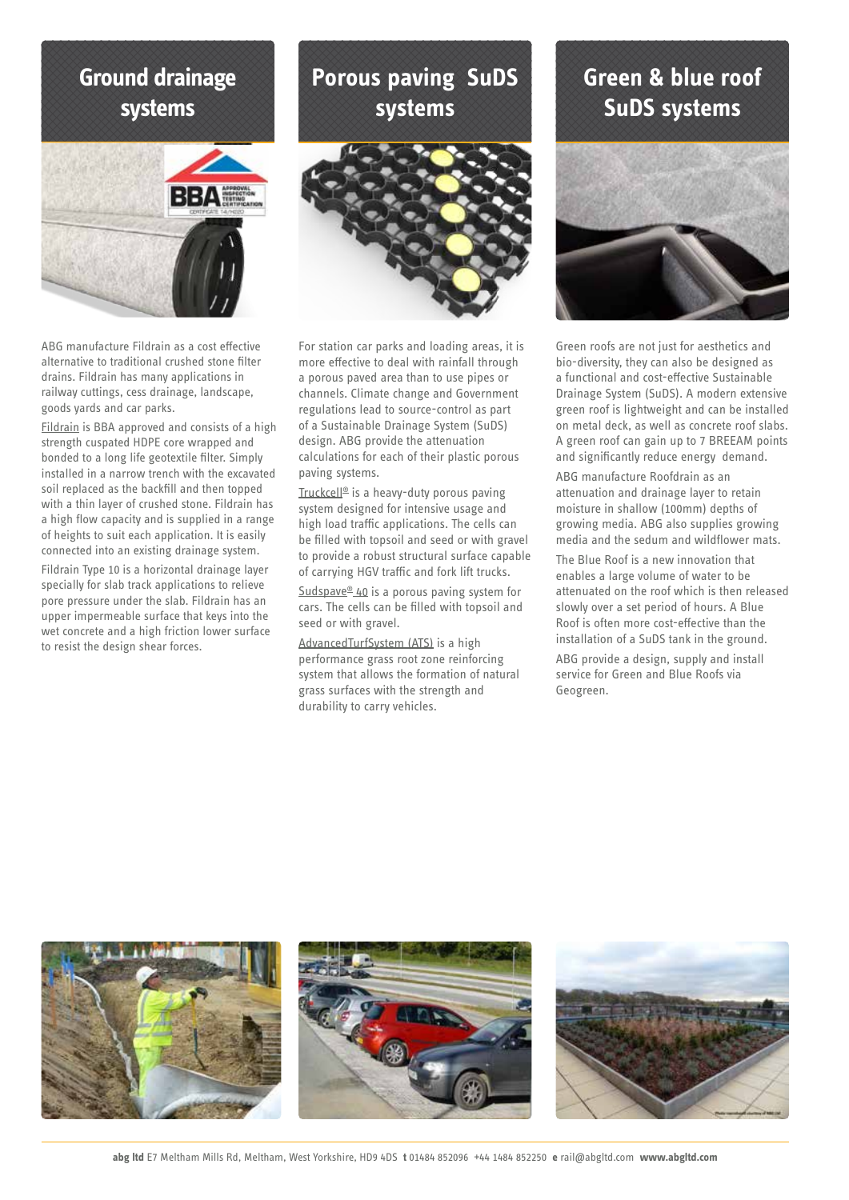## Ground drainage systems

ABG manufacture Fildrain as a cost effective alternative to traditional crushed stone filter drains. Fildrain has many applications in railway cuttings, cess drainage, landscape, goods yards and car parks.

Fildrain is BBA approved and consists of a high strength cuspated HDPE core wrapped and bonded to a long life geotextile filter. Simply installed in a narrow trench with the excavated soil replaced as the backfill and then topped with a thin layer of crushed stone. Fildrain has a high flow capacity and is supplied in a range of heights to suit each application. It is easily connected into an existing drainage system.

Fildrain Type 10 is a horizontal drainage layer specially for slab track applications to relieve pore pressure under the slab. Fildrain has an upper impermeable surface that keys into the wet concrete and a high friction lower surface to resist the design shear forces.

## Porous paving SuDS systems

For station car parks and loading areas, it is more effective to deal with rainfall through a porous paved area than to use pipes or channels. Climate change and Government regulations lead to source-control as part of a Sustainable Drainage System (SuDS) design. ABG provide the attenuation calculations for each of their plastic porous paving systems.

Truckcell® is a heavy-duty porous paving system designed for intensive usage and high load traffic applications. The cells can be filled with topsoil and seed or with gravel to provide a robust structural surface capable of carrying HGV traffic and fork lift trucks.

Sudspave® 40 is a porous paving system for cars. The cells can be filled with topsoil and seed or with gravel.

AdvancedTurfSystem (ATS) is a high performance grass root zone reinforcing system that allows the formation of natural grass surfaces with the strength and durability to carry vehicles.

## Green & blue roof SuDS systems

Green roofs are not just for aesthetics and bio-diversity, they can also be designed as a functional and cost-effective Sustainable Drainage System (SuDS). A modern extensive green roof is lightweight and can be installed on metal deck, as well as concrete roof slabs. A green roof can gain up to 7 BREEAM points and significantly reduce energy demand.

ABG manufacture Roofdrain as an attenuation and drainage layer to retain moisture in shallow (100mm) depths of growing media. ABG also supplies growing media and the sedum and wildflower mats.

The Blue Roof is a new innovation that enables a large volume of water to be attenuated on the roof which is then released slowly over a set period of hours. A Blue Roof is often more cost-effective than the installation of a SuDS tank in the ground.

ABG provide a design, supply and install service for Green and Blue Roofs via Geogreen.

**abg ltd** E7 Meltham Mills Rd, Meltham, West Yorkshire, HD9 4DS **t** 01484 852096 +44 1484 852250 **e** rail@abgltd.com **www.abgltd.com**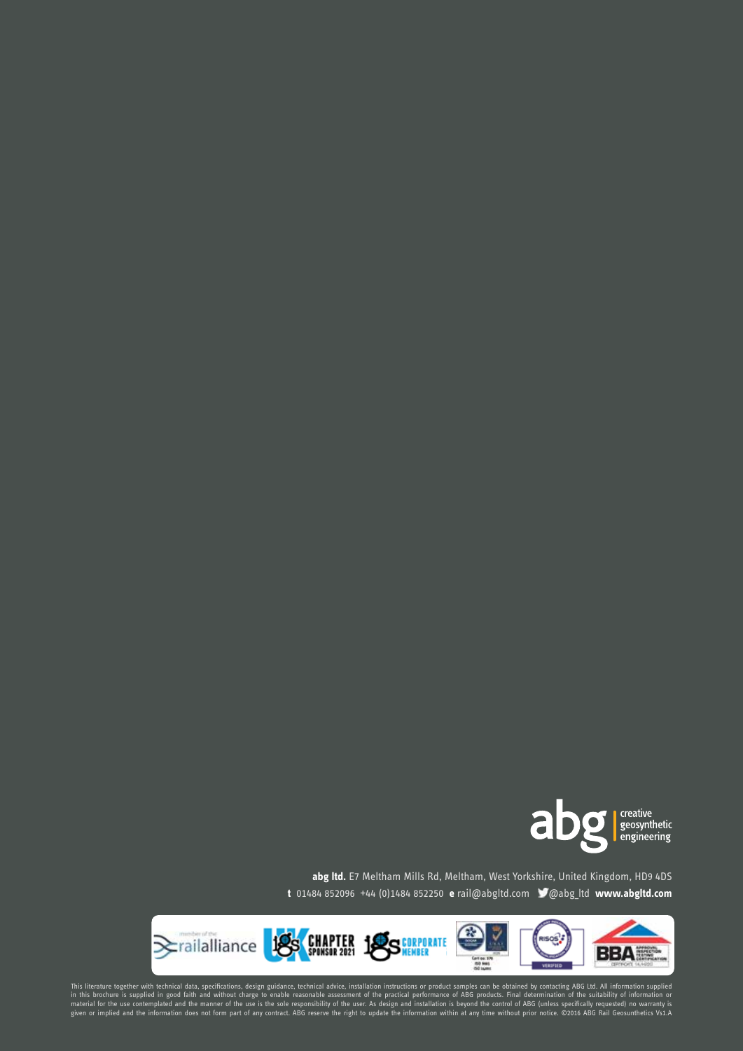abg creative geosynthetic engineering

**abg ltd.** E7 Meltham Mills Rd, Meltham, West Yorkshire, United Kingdom, HD9 4DS

**t** 01484 852096 +44 (0)1484 852250 **e** rail@abgltd.com @abg_ltd **www.abgltd.com**

This literature together with technical data, specifications, design guidance, technical advice, installation instructions or product samples can be obtained by contacting ABG Ltd. All information supplied in this brochure is supplied in good faith and without charge to enable reasonable assessment of the practical performance of ABG products. Final determination of the suitability of information or material for the use contemplated and the manner of the use is the sole responsibility of the user. As design and installation is beyond the control of ABG (unless specifically requested) no warranty is given or implied and the information does not form part of any contract. ABG reserve the right to update the information within at any time without prior notice. ©2016 ABG Rail Geosynthetics Vs1.A